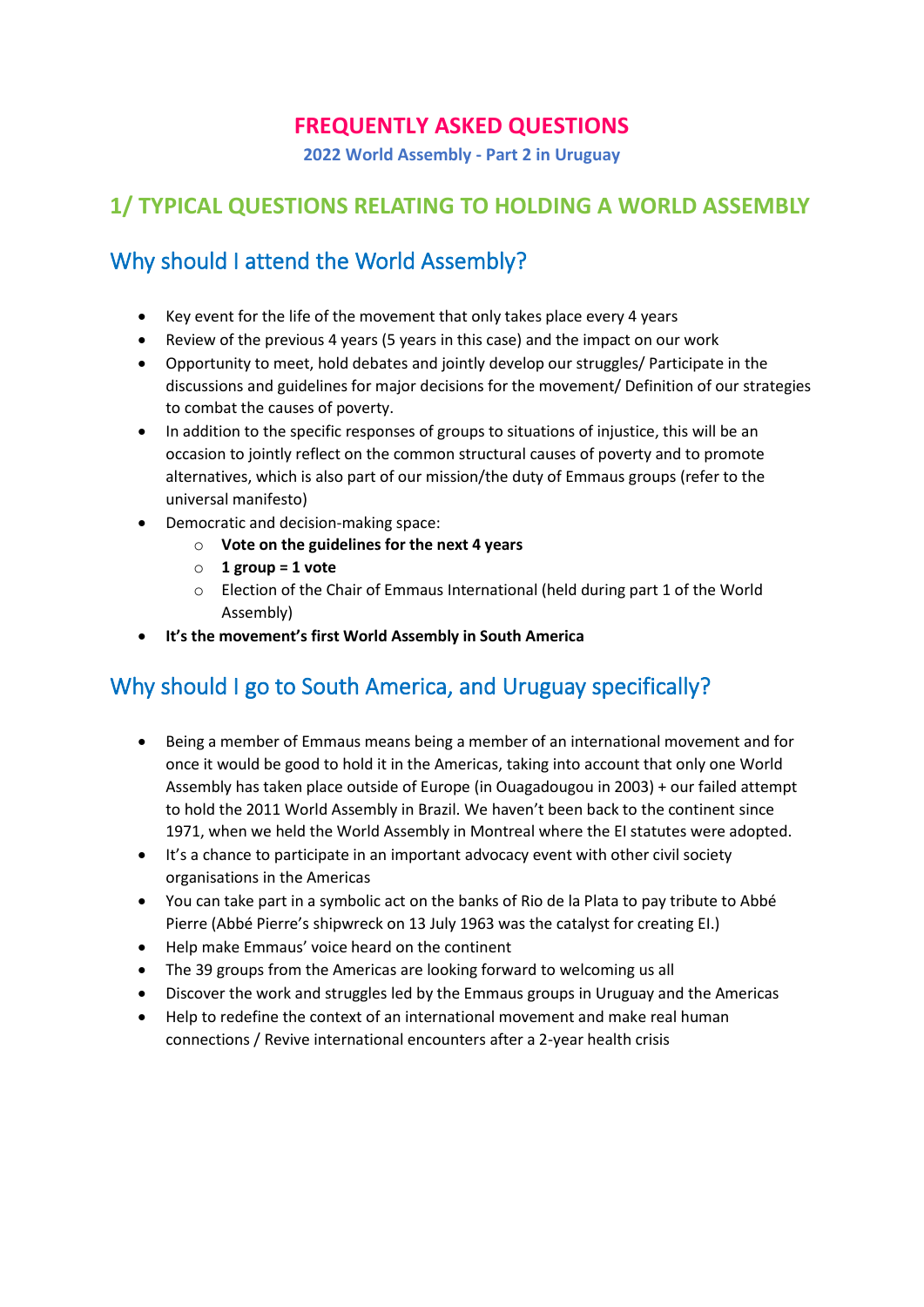# FREQUENTLY ASKED QUESTIONS

**2022 World Assembly - Part 2 in Uruguay**

## 1/ TYPICAL QUESTIONS RELATING TO HOLDING A WORLD ASSEMBLY

### Why should I attend the World Assembly?

- Key event for the life of the movement that only takes place every 4 years
- Review of the previous 4 years (5 years in this case) and the impact on our work
- Opportunity to meet, hold debates and jointly develop our struggles/ Participate in the discussions and guidelines for major decisions for the movement/ Definition of our strategies to combat the causes of poverty.
- In addition to the specific responses of groups to situations of injustice, this will be an occasion to jointly reflect on the common structural causes of poverty and to promote alternatives, which is also part of our mission/the duty of Emmaus groups (refer to the universal manifesto)
- Democratic and decision-making space:
  - **Vote on the guidelines for the next 4 years**
  - **1 group = 1 vote**
  - Election of the Chair of Emmaus International (held during part 1 of the World Assembly)
- **It's the movement's first World Assembly in South America**

### Why should I go to South America, and Uruguay specifically?

- Being a member of Emmaus means being a member of an international movement and for once it would be good to hold it in the Americas, taking into account that only one World Assembly has taken place outside of Europe (in Ouagadougou in 2003) + our failed attempt to hold the 2011 World Assembly in Brazil. We haven't been back to the continent since 1971, when we held the World Assembly in Montreal where the EI statutes were adopted.
- It's a chance to participate in an important advocacy event with other civil society organisations in the Americas
- You can take part in a symbolic act on the banks of Rio de la Plata to pay tribute to Abbé Pierre (Abbé Pierre's shipwreck on 13 July 1963 was the catalyst for creating EI.)
- Help make Emmaus' voice heard on the continent
- The 39 groups from the Americas are looking forward to welcoming us all
- Discover the work and struggles led by the Emmaus groups in Uruguay and the Americas
- Help to redefine the context of an international movement and make real human connections / Revive international encounters after a 2-year health crisis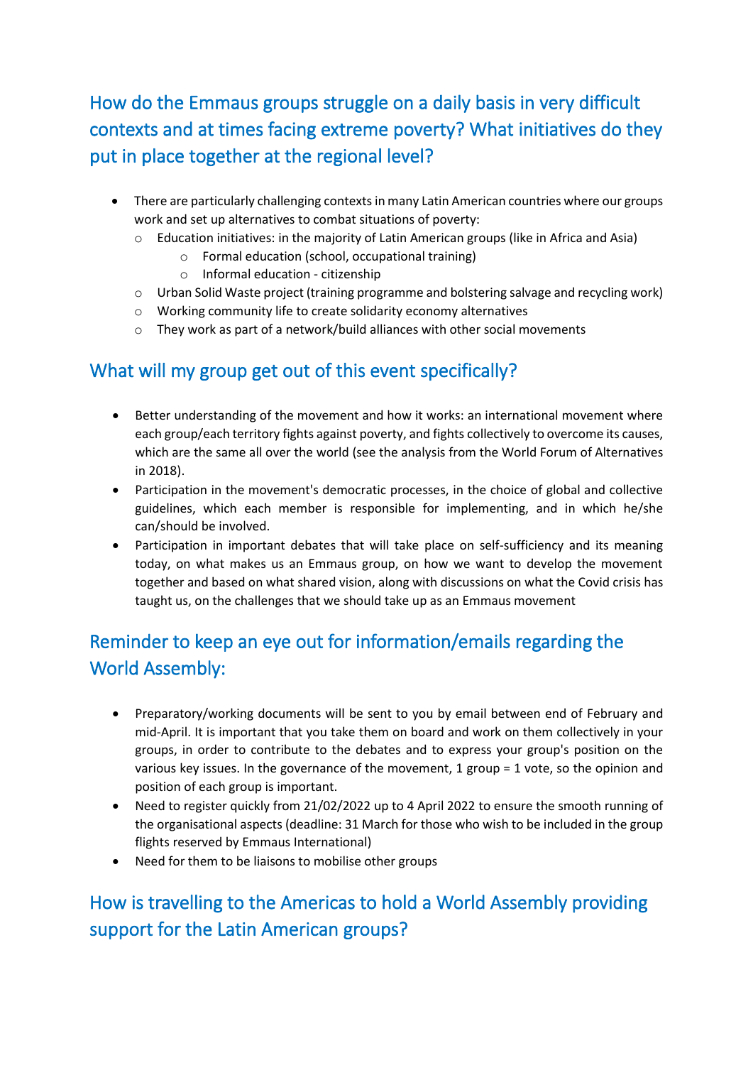## How do the Emmaus groups struggle on a daily basis in very difficult contexts and at times facing extreme poverty? What initiatives do they put in place together at the regional level?

- There are particularly challenging contexts in many Latin American countries where our groups work and set up alternatives to combat situations of poverty:
  - Education initiatives: in the majority of Latin American groups (like in Africa and Asia)
    - Formal education (school, occupational training)
    - Informal education - citizenship
  - Urban Solid Waste project (training programme and bolstering salvage and recycling work)
  - Working community life to create solidarity economy alternatives
  - They work as part of a network/build alliances with other social movements

## What will my group get out of this event specifically?

- Better understanding of the movement and how it works: an international movement where each group/each territory fights against poverty, and fights collectively to overcome its causes, which are the same all over the world (see the analysis from the World Forum of Alternatives in 2018).
- Participation in the movement's democratic processes, in the choice of global and collective guidelines, which each member is responsible for implementing, and in which he/she can/should be involved.
- Participation in important debates that will take place on self-sufficiency and its meaning today, on what makes us an Emmaus group, on how we want to develop the movement together and based on what shared vision, along with discussions on what the Covid crisis has taught us, on the challenges that we should take up as an Emmaus movement

## Reminder to keep an eye out for information/emails regarding the World Assembly:

- Preparatory/working documents will be sent to you by email between end of February and mid-April. It is important that you take them on board and work on them collectively in your groups, in order to contribute to the debates and to express your group's position on the various key issues. In the governance of the movement, 1 group = 1 vote, so the opinion and position of each group is important.
- Need to register quickly from 21/02/2022 up to 4 April 2022 to ensure the smooth running of the organisational aspects (deadline: 31 March for those who wish to be included in the group flights reserved by Emmaus International)
- Need for them to be liaisons to mobilise other groups

## How is travelling to the Americas to hold a World Assembly providing support for the Latin American groups?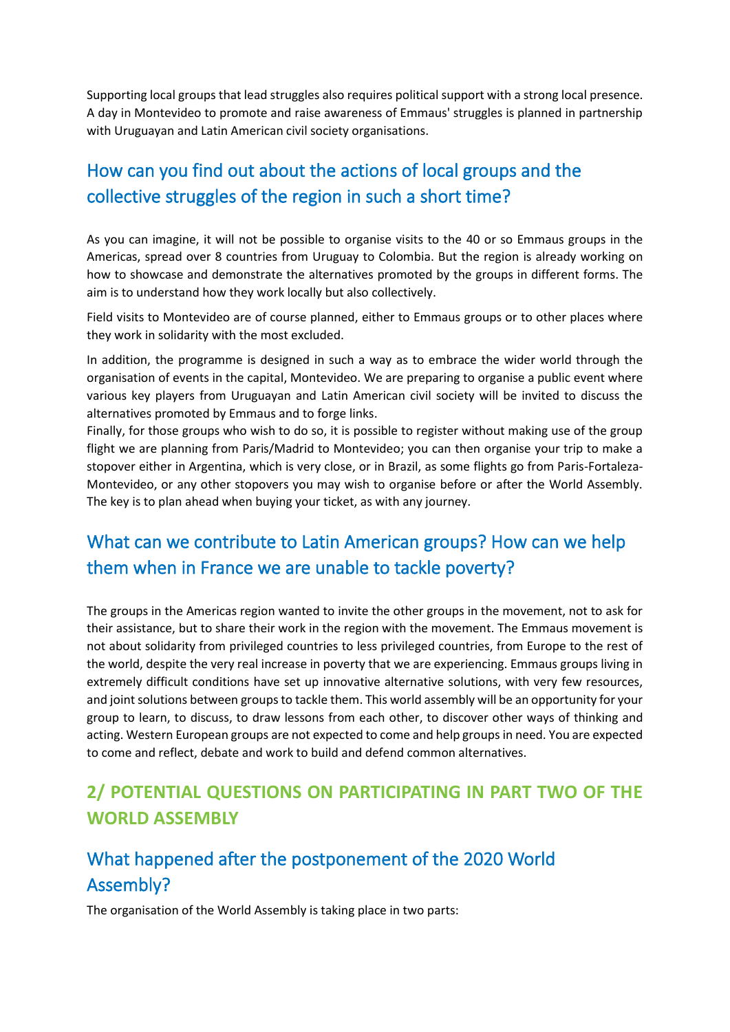Supporting local groups that lead struggles also requires political support with a strong local presence. A day in Montevideo to promote and raise awareness of Emmaus' struggles is planned in partnership with Uruguayan and Latin American civil society organisations.

### How can you find out about the actions of local groups and the collective struggles of the region in such a short time?

As you can imagine, it will not be possible to organise visits to the 40 or so Emmaus groups in the Americas, spread over 8 countries from Uruguay to Colombia. But the region is already working on how to showcase and demonstrate the alternatives promoted by the groups in different forms. The aim is to understand how they work locally but also collectively.

Field visits to Montevideo are of course planned, either to Emmaus groups or to other places where they work in solidarity with the most excluded.

In addition, the programme is designed in such a way as to embrace the wider world through the organisation of events in the capital, Montevideo. We are preparing to organise a public event where various key players from Uruguayan and Latin American civil society will be invited to discuss the alternatives promoted by Emmaus and to forge links.

Finally, for those groups who wish to do so, it is possible to register without making use of the group flight we are planning from Paris/Madrid to Montevideo; you can then organise your trip to make a stopover either in Argentina, which is very close, or in Brazil, as some flights go from Paris-Fortaleza-Montevideo, or any other stopovers you may wish to organise before or after the World Assembly. The key is to plan ahead when buying your ticket, as with any journey.

### What can we contribute to Latin American groups? How can we help them when in France we are unable to tackle poverty?

The groups in the Americas region wanted to invite the other groups in the movement, not to ask for their assistance, but to share their work in the region with the movement. The Emmaus movement is not about solidarity from privileged countries to less privileged countries, from Europe to the rest of the world, despite the very real increase in poverty that we are experiencing. Emmaus groups living in extremely difficult conditions have set up innovative alternative solutions, with very few resources, and joint solutions between groups to tackle them. This world assembly will be an opportunity for your group to learn, to discuss, to draw lessons from each other, to discover other ways of thinking and acting. Western European groups are not expected to come and help groups in need. You are expected to come and reflect, debate and work to build and defend common alternatives.

## 2/ POTENTIAL QUESTIONS ON PARTICIPATING IN PART TWO OF THE WORLD ASSEMBLY

### What happened after the postponement of the 2020 World Assembly?

The organisation of the World Assembly is taking place in two parts: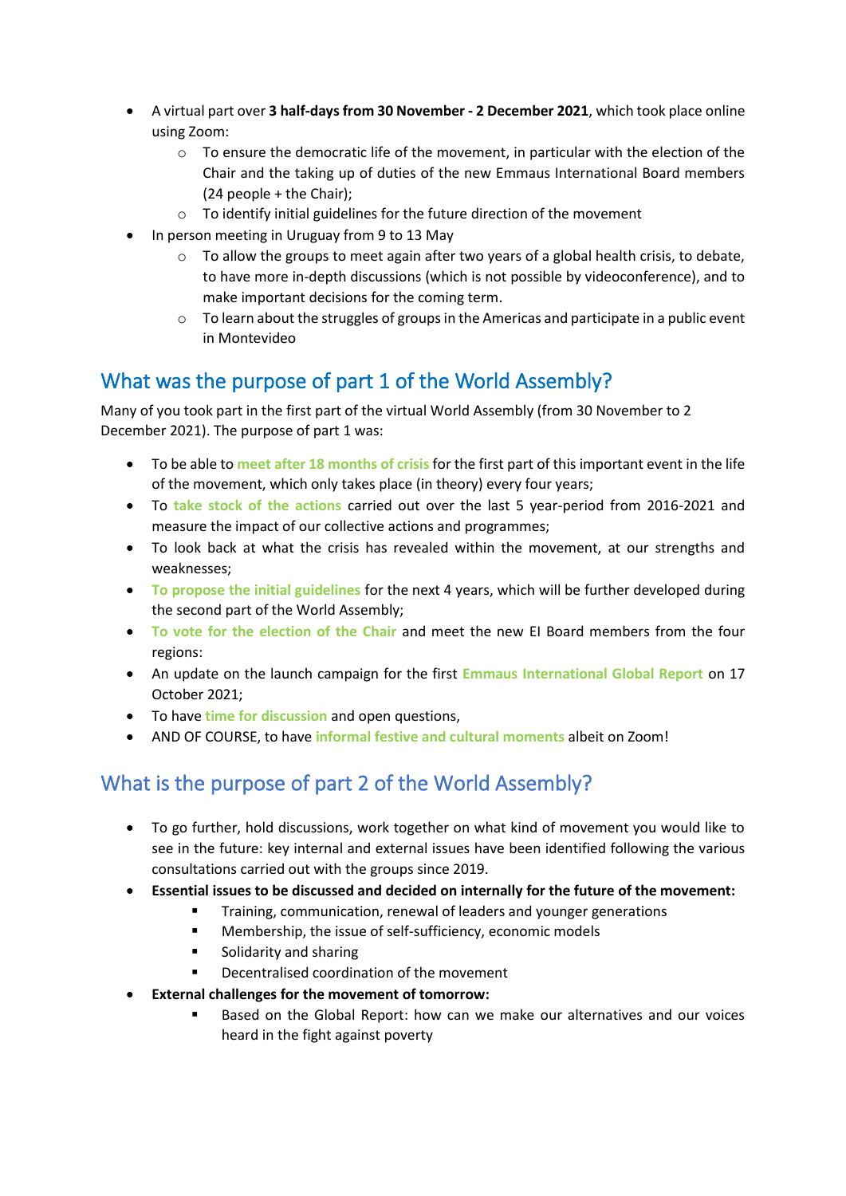- A virtual part over **3 half-days from 30 November - 2 December 2021**, which took place online using Zoom:
    - To ensure the democratic life of the movement, in particular with the election of the Chair and the taking up of duties of the new Emmaus International Board members (24 people + the Chair);
    - To identify initial guidelines for the future direction of the movement
- In person meeting in Uruguay from 9 to 13 May
    - To allow the groups to meet again after two years of a global health crisis, to debate, to have more in-depth discussions (which is not possible by videoconference), and to make important decisions for the coming term.
    - To learn about the struggles of groups in the Americas and participate in a public event in Montevideo

## What was the purpose of part 1 of the World Assembly?

Many of you took part in the first part of the virtual World Assembly (from 30 November to 2 December 2021). The purpose of part 1 was:

- To be able to **meet after 18 months of crisis** for the first part of this important event in the life of the movement, which only takes place (in theory) every four years;
- To **take stock of the actions** carried out over the last 5 year-period from 2016-2021 and measure the impact of our collective actions and programmes;
- To look back at what the crisis has revealed within the movement, at our strengths and weaknesses;
- **To propose the initial guidelines** for the next 4 years, which will be further developed during the second part of the World Assembly;
- **To vote for the election of the Chair** and meet the new EI Board members from the four regions:
- An update on the launch campaign for the first **Emmaus International Global Report** on 17 October 2021;
- To have **time for discussion** and open questions,
- AND OF COURSE, to have **informal festive and cultural moments** albeit on Zoom!

## What is the purpose of part 2 of the World Assembly?

- To go further, hold discussions, work together on what kind of movement you would like to see in the future: key internal and external issues have been identified following the various consultations carried out with the groups since 2019.
- **Essential issues to be discussed and decided on internally for the future of the movement:**
    - Training, communication, renewal of leaders and younger generations
    - Membership, the issue of self-sufficiency, economic models
    - Solidarity and sharing
    - Decentralised coordination of the movement
- **External challenges for the movement of tomorrow:**
    - Based on the Global Report: how can we make our alternatives and our voices heard in the fight against poverty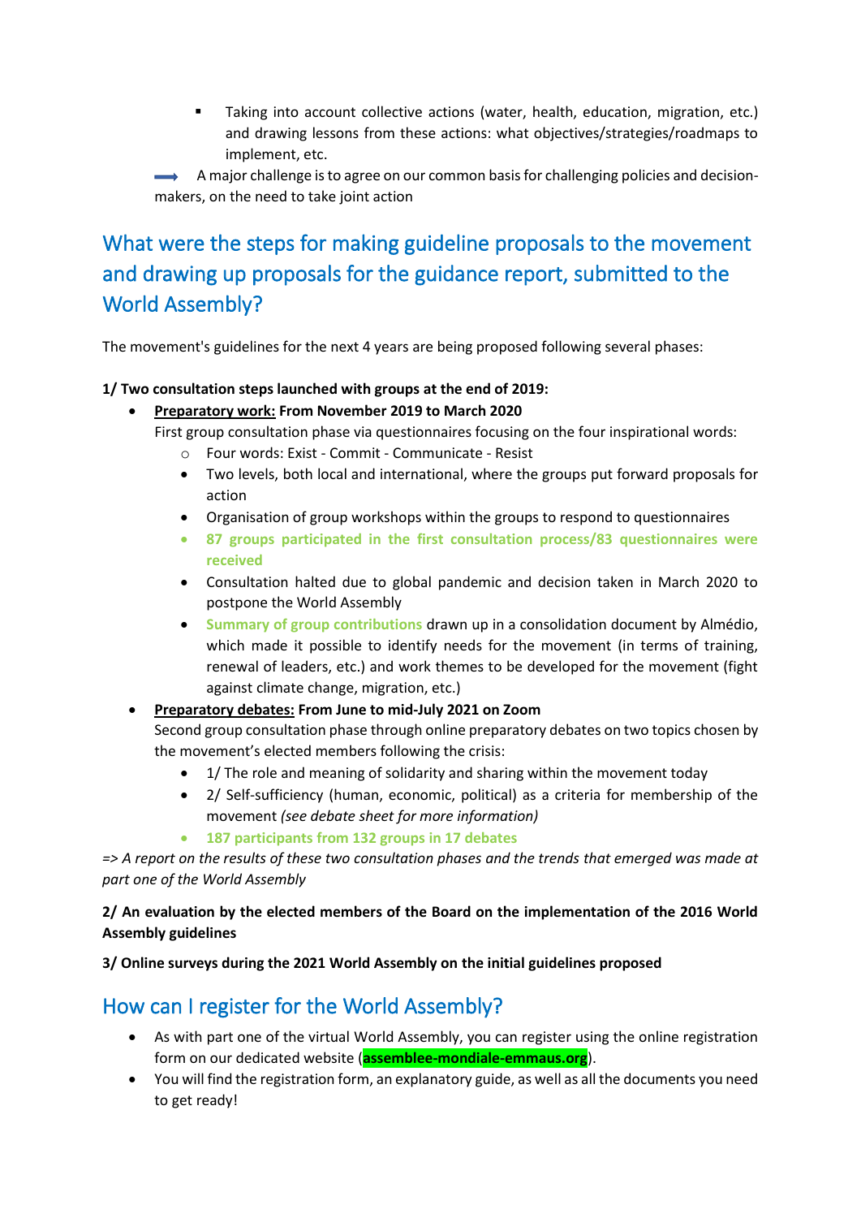- Taking into account collective actions (water, health, education, migration, etc.) and drawing lessons from these actions: what objectives/strategies/roadmaps to implement, etc.

→ A major challenge is to agree on our common basis for challenging policies and decision-makers, on the need to take joint action

## What were the steps for making guideline proposals to the movement and drawing up proposals for the guidance report, submitted to the World Assembly?

The movement's guidelines for the next 4 years are being proposed following several phases:

**1/ Two consultation steps launched with groups at the end of 2019:**

- **Preparatory work: From November 2019 to March 2020**
  First group consultation phase via questionnaires focusing on the four inspirational words:
  - Four words: Exist - Commit - Communicate - Resist
  - Two levels, both local and international, where the groups put forward proposals for action
  - Organisation of group workshops within the groups to respond to questionnaires
  - **87 groups participated in the first consultation process/83 questionnaires were received**
  - Consultation halted due to global pandemic and decision taken in March 2020 to postpone the World Assembly
  - Summary of group contributions drawn up in a consolidation document by Almédio, which made it possible to identify needs for the movement (in terms of training, renewal of leaders, etc.) and work themes to be developed for the movement (fight against climate change, migration, etc.)
- **Preparatory debates: From June to mid-July 2021 on Zoom**
  Second group consultation phase through online preparatory debates on two topics chosen by the movement's elected members following the crisis:
  - 1/ The role and meaning of solidarity and sharing within the movement today
  - 2/ Self-sufficiency (human, economic, political) as a criteria for membership of the movement *(see debate sheet for more information)*
  - **187 participants from 132 groups in 17 debates**

*=> A report on the results of these two consultation phases and the trends that emerged was made at part one of the World Assembly*

**2/ An evaluation by the elected members of the Board on the implementation of the 2016 World Assembly guidelines**

**3/ Online surveys during the 2021 World Assembly on the initial guidelines proposed**

## How can I register for the World Assembly?

- As with part one of the virtual World Assembly, you can register using the online registration form on our dedicated website (**assemblee-mondiale-emmaus.org**).
- You will find the registration form, an explanatory guide, as well as all the documents you need to get ready!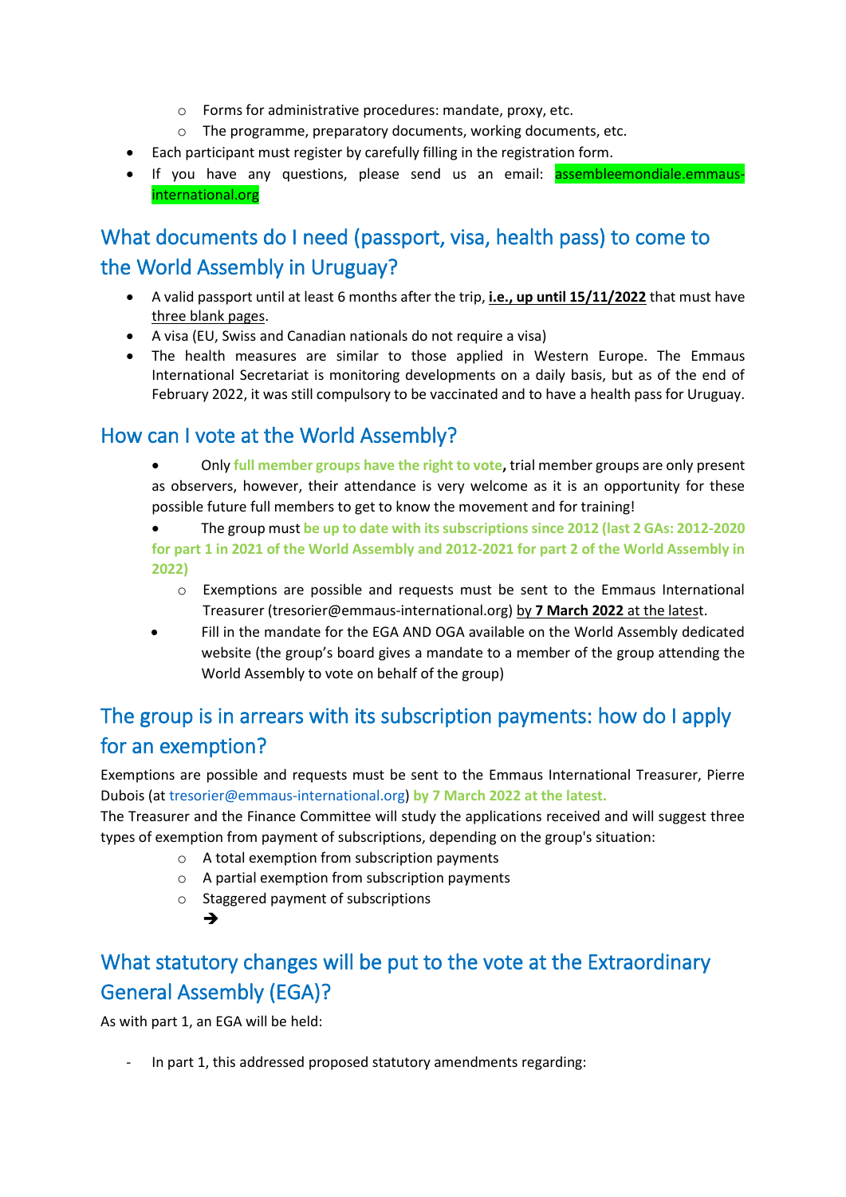- Forms for administrative procedures: mandate, proxy, etc.
  - The programme, preparatory documents, working documents, etc.
- Each participant must register by carefully filling in the registration form.
- If you have any questions, please send us an email: assembleemondiale.emmaus-international.org

## What documents do I need (passport, visa, health pass) to come to the World Assembly in Uruguay?

- A valid passport until at least 6 months after the trip, **i.e., up until 15/11/2022** that must have three blank pages.
- A visa (EU, Swiss and Canadian nationals do not require a visa)
- The health measures are similar to those applied in Western Europe. The Emmaus International Secretariat is monitoring developments on a daily basis, but as of the end of February 2022, it was still compulsory to be vaccinated and to have a health pass for Uruguay.

## How can I vote at the World Assembly?

- Only **full member groups have the right to vote**, trial member groups are only present as observers, however, their attendance is very welcome as it is an opportunity for these possible future full members to get to know the movement and for training!
- The group must **be up to date with its subscriptions since 2012 (last 2 GAs: 2012-2020 for part 1 in 2021 of the World Assembly and 2012-2021 for part 2 of the World Assembly in 2022)**
  - Exemptions are possible and requests must be sent to the Emmaus International Treasurer (tresorier@emmaus-international.org) by **7 March 2022** at the latest.
- Fill in the mandate for the EGA AND OGA available on the World Assembly dedicated website (the group's board gives a mandate to a member of the group attending the World Assembly to vote on behalf of the group)

## The group is in arrears with its subscription payments: how do I apply for an exemption?

Exemptions are possible and requests must be sent to the Emmaus International Treasurer, Pierre Dubois (at tresorier@emmaus-international.org) **by 7 March 2022 at the latest.**
The Treasurer and the Finance Committee will study the applications received and will suggest three types of exemption from payment of subscriptions, depending on the group's situation:

  - A total exemption from subscription payments
  - A partial exemption from subscription payments
  - Staggered payment of subscriptions

➔

## What statutory changes will be put to the vote at the Extraordinary General Assembly (EGA)?

As with part 1, an EGA will be held:

- In part 1, this addressed proposed statutory amendments regarding: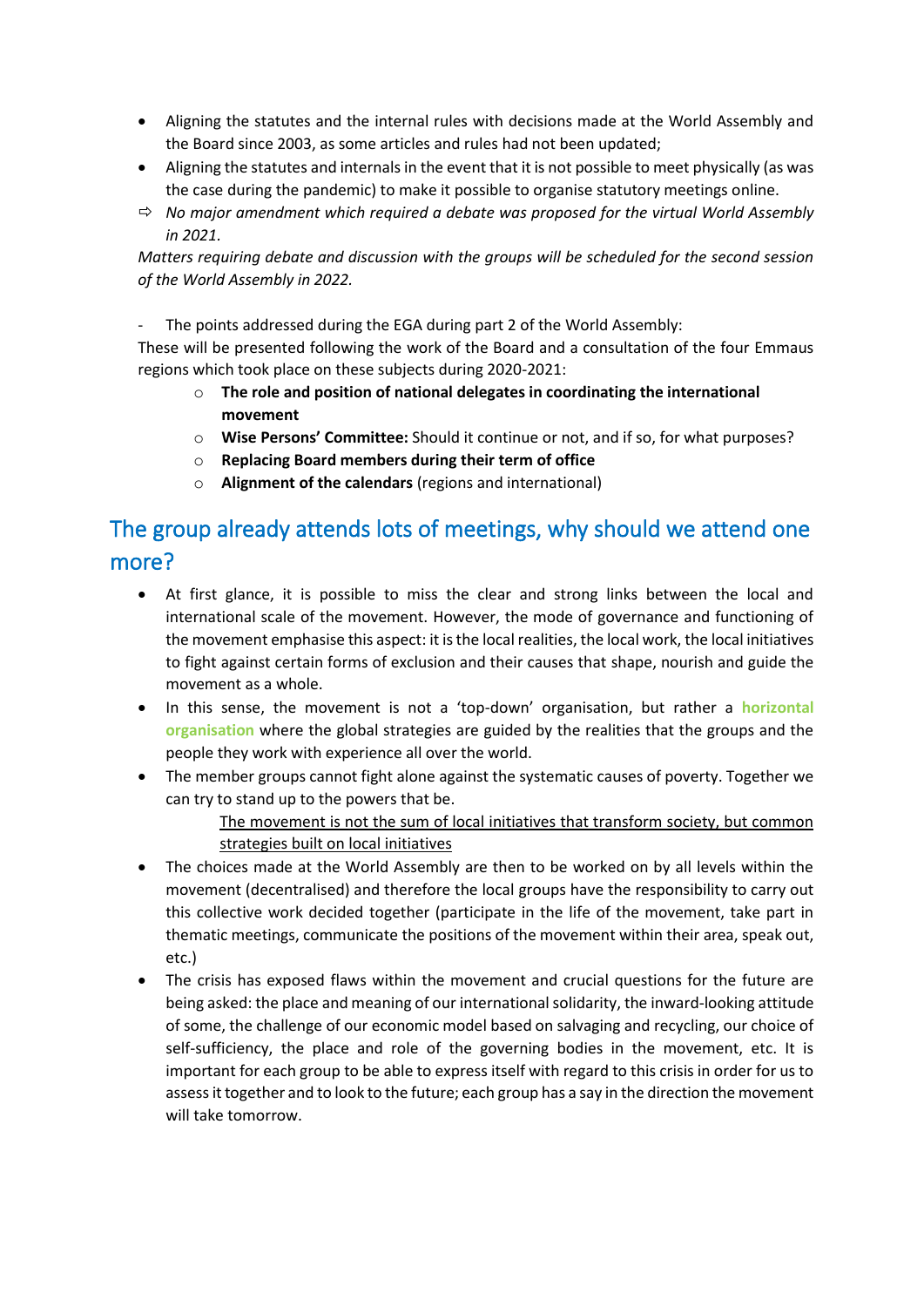- Aligning the statutes and the internal rules with decisions made at the World Assembly and the Board since 2003, as some articles and rules had not been updated;
- Aligning the statutes and internals in the event that it is not possible to meet physically (as was the case during the pandemic) to make it possible to organise statutory meetings online.

⇨ *No major amendment which required a debate was proposed for the virtual World Assembly in 2021.*

*Matters requiring debate and discussion with the groups will be scheduled for the second session of the World Assembly in 2022.*

- The points addressed during the EGA during part 2 of the World Assembly:

These will be presented following the work of the Board and a consultation of the four Emmaus regions which took place on these subjects during 2020-2021:

  - **The role and position of national delegates in coordinating the international movement**
  - **Wise Persons' Committee:** Should it continue or not, and if so, for what purposes?
  - **Replacing Board members during their term of office**
  - **Alignment of the calendars** (regions and international)

## The group already attends lots of meetings, why should we attend one more?

- At first glance, it is possible to miss the clear and strong links between the local and international scale of the movement. However, the mode of governance and functioning of the movement emphasise this aspect: it is the local realities, the local work, the local initiatives to fight against certain forms of exclusion and their causes that shape, nourish and guide the movement as a whole.
- In this sense, the movement is not a 'top-down' organisation, but rather a **horizontal organisation** where the global strategies are guided by the realities that the groups and the people they work with experience all over the world.
- The member groups cannot fight alone against the systematic causes of poverty. Together we can try to stand up to the powers that be.

  <u>The movement is not the sum of local initiatives that transform society, but common strategies built on local initiatives</u>

- The choices made at the World Assembly are then to be worked on by all levels within the movement (decentralised) and therefore the local groups have the responsibility to carry out this collective work decided together (participate in the life of the movement, take part in thematic meetings, communicate the positions of the movement within their area, speak out, etc.)
- The crisis has exposed flaws within the movement and crucial questions for the future are being asked: the place and meaning of our international solidarity, the inward-looking attitude of some, the challenge of our economic model based on salvaging and recycling, our choice of self-sufficiency, the place and role of the governing bodies in the movement, etc. It is important for each group to be able to express itself with regard to this crisis in order for us to assess it together and to look to the future; each group has a say in the direction the movement will take tomorrow.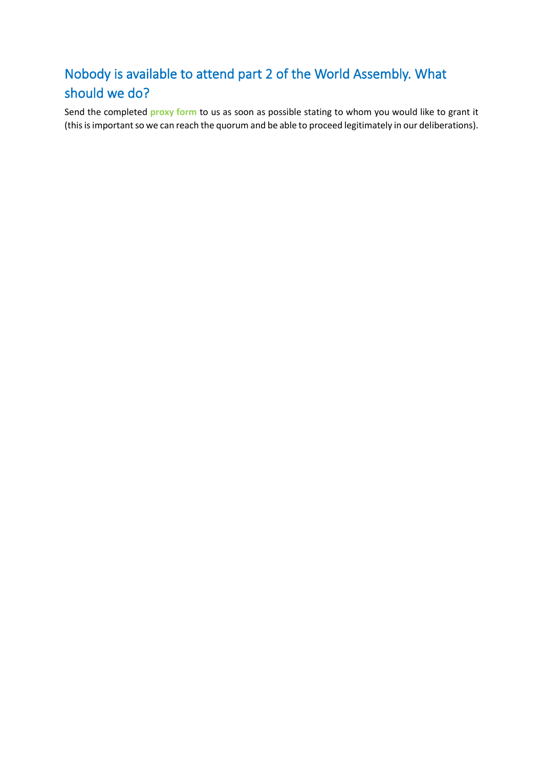## Nobody is available to attend part 2 of the World Assembly. What should we do?

Send the completed **proxy form** to us as soon as possible stating to whom you would like to grant it (this is important so we can reach the quorum and be able to proceed legitimately in our deliberations).